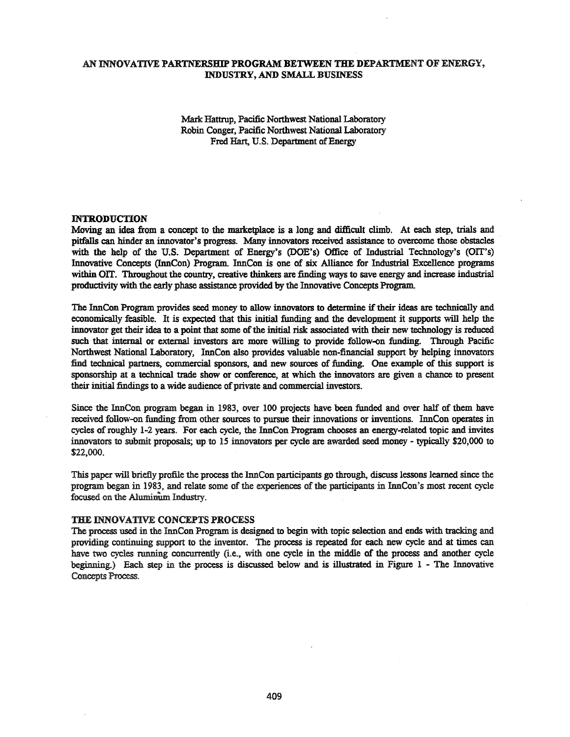# AN INNOVATIVE PARTNERSHIP PROGRAM BETWEEN THE DEPARTMENT OF ENERGY, INDUSTRY, AND SMALL BUSINESS

Mark Hattrup, Pacific Northwest National Laboratory
Robin Conger, Pacific Northwest National Laboratory
Fred Hart, U.S. Department of Energy

## INTRODUCTION

Moving an idea from a concept to the marketplace is a long and difficult climb. At each step, trials and pitfalls can hinder an innovator's progress. Many innovators received assistance to overcome those obstacles with the help of the U.S. Department of Energy's (DOE's) Office of Industrial Technology's (OIT's) Innovative Concepts (InnCon) Program. InnCon is one of six Alliance for Industrial Excellence programs within OIT. Throughout the country, creative thinkers are finding ways to save energy and increase industrial productivity with the early phase assistance provided by the Innovative Concepts Program.

The InnCon Program provides seed money to allow innovators to determine if their ideas are technically and economically feasible. It is expected that this initial funding and the development it supports will help the innovator get their idea to a point that some of the initial risk associated with their new technology is reduced such that internal or external investors are more willing to provide follow-on funding. Through Pacific Northwest National Laboratory, InnCon also provides valuable non-financial support by helping innovators find technical partners, commercial sponsors, and new sources of funding. One example of this support is sponsorship at a technical trade show or conference, at which the innovators are given a chance to present their initial findings to a wide audience of private and commercial investors.

Since the InnCon program began in 1983, over 100 projects have been funded and over half of them have received follow-on funding from other sources to pursue their innovations or inventions. InnCon operates in cycles of roughly 1-2 years. For each cycle, the InnCon Program chooses an energy-related topic and invites innovators to submit proposals; up to 15 innovators per cycle are awarded seed money - typically \$20,000 to \$22,000.

This paper will briefly profile the process the InnCon participants go through, discuss lessons learned since the program began in 1983, and relate some of the experiences of the participants in InnCon's most recent cycle focused on the Aluminum Industry.

## THE INNOVATIVE CONCEPTS PROCESS

The process used in the InnCon Program is designed to begin with topic selection and ends with tracking and providing continuing support to the inventor. The process is repeated for each new cycle and at times can have two cycles running concurrently (i.e., with one cycle in the middle of the process and another cycle beginning.) Each step in the process is discussed below and is illustrated in Figure 1 - The Innovative Concepts Process.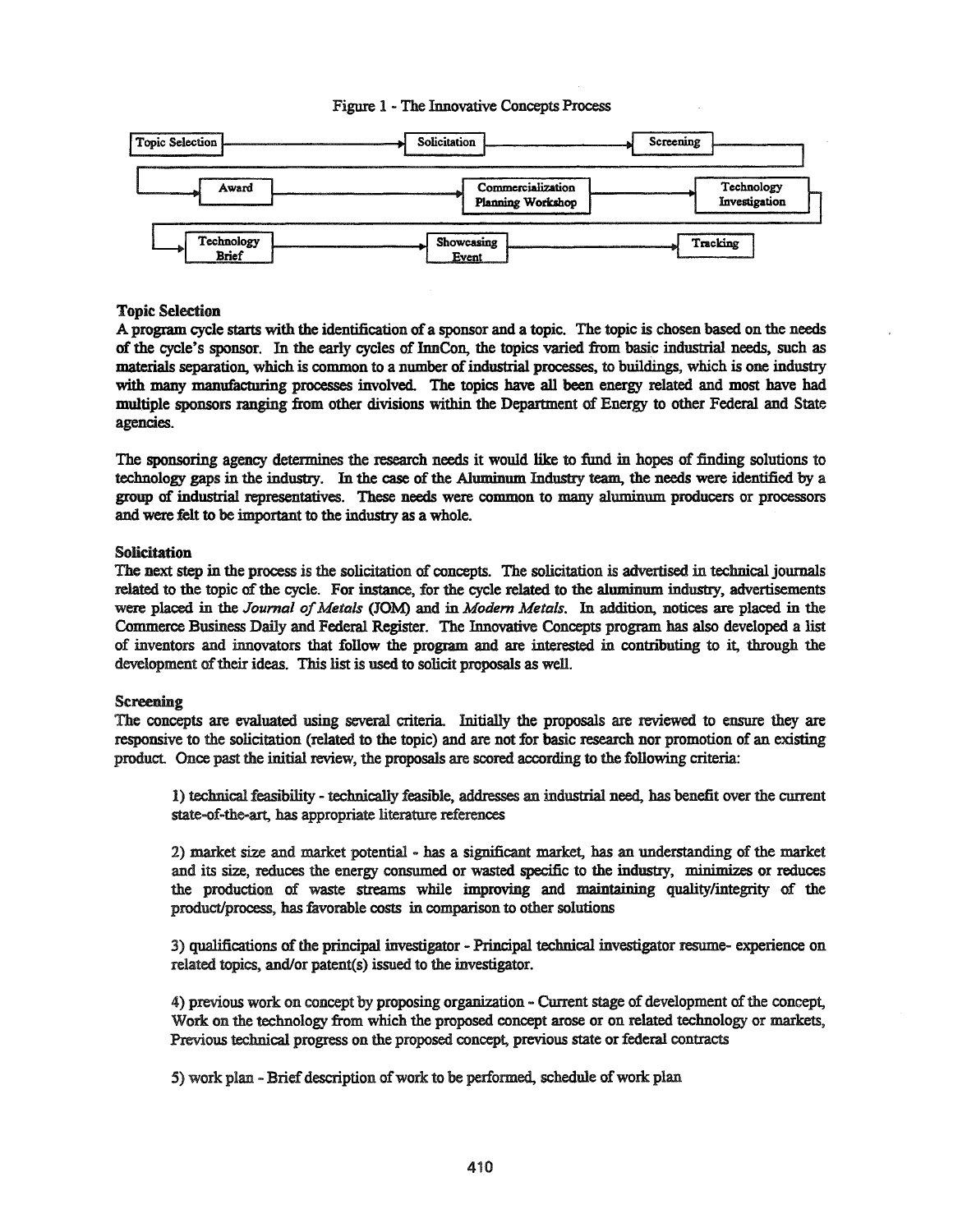Figure 1 - The Innovative Concepts Process

Topic Selection → Solicitation → Screening → Award → Commercialization Planning Workshop → Technology Investigation → Technology Brief → Showcasing Event → Tracking

**Topic Selection**

A program cycle starts with the identification of a sponsor and a topic. The topic is chosen based on the needs of the cycle's sponsor. In the early cycles of InnCon, the topics varied from basic industrial needs, such as materials separation, which is common to a number of industrial processes, to buildings, which is one industry with many manufacturing processes involved. The topics have all been energy related and most have had multiple sponsors ranging from other divisions within the Department of Energy to other Federal and State agencies.

The sponsoring agency determines the research needs it would like to fund in hopes of finding solutions to technology gaps in the industry. In the case of the Aluminum Industry team, the needs were identified by a group of industrial representatives. These needs were common to many aluminum producers or processors and were felt to be important to the industry as a whole.

**Solicitation**

The next step in the process is the solicitation of concepts. The solicitation is advertised in technical journals related to the topic of the cycle. For instance, for the cycle related to the aluminum industry, advertisements were placed in the *Journal of Metals* (JOM) and in *Modern Metals*. In addition, notices are placed in the Commerce Business Daily and Federal Register. The Innovative Concepts program has also developed a list of inventors and innovators that follow the program and are interested in contributing to it, through the development of their ideas. This list is used to solicit proposals as well.

**Screening**

The concepts are evaluated using several criteria. Initially the proposals are reviewed to ensure they are responsive to the solicitation (related to the topic) and are not for basic research nor promotion of an existing product. Once past the initial review, the proposals are scored according to the following criteria:

1) technical feasibility - technically feasible, addresses an industrial need, has benefit over the current state-of-the-art, has appropriate literature references

2) market size and market potential - has a significant market, has an understanding of the market and its size, reduces the energy consumed or wasted specific to the industry, minimizes or reduces the production of waste streams while improving and maintaining quality/integrity of the product/process, has favorable costs in comparison to other solutions

3) qualifications of the principal investigator - Principal technical investigator resume- experience on related topics, and/or patent(s) issued to the investigator.

4) previous work on concept by proposing organization - Current stage of development of the concept, Work on the technology from which the proposed concept arose or on related technology or markets, Previous technical progress on the proposed concept, previous state or federal contracts

5) work plan - Brief description of work to be performed, schedule of work plan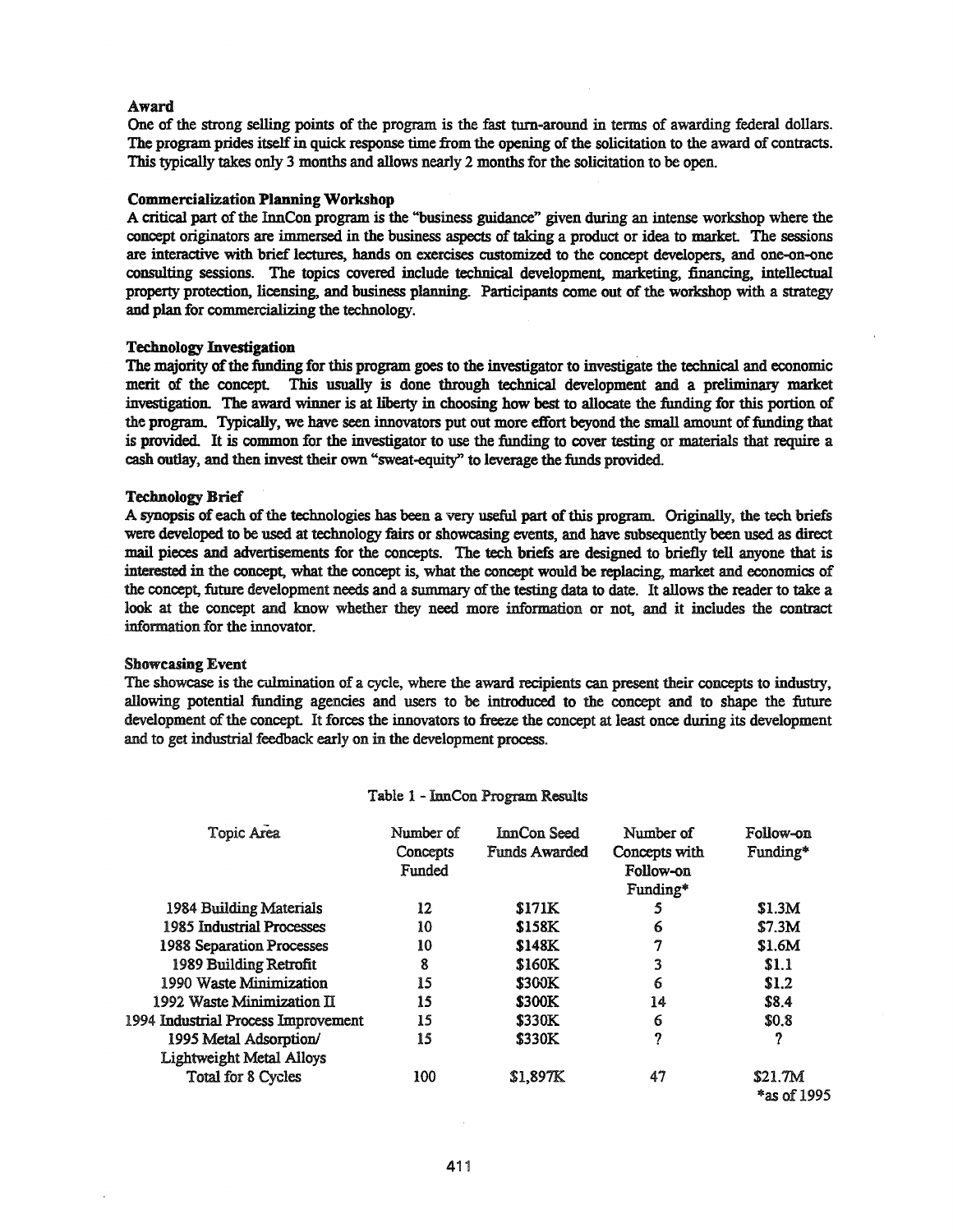### Award

One of the strong selling points of the program is the fast turn-around in terms of awarding federal dollars. The program prides itself in quick response time from the opening of the solicitation to the award of contracts. This typically takes only 3 months and allows nearly 2 months for the solicitation to be open.

### Commercialization Planning Workshop

A critical part of the InnCon program is the "business guidance" given during an intense workshop where the concept originators are immersed in the business aspects of taking a product or idea to market. The sessions are interactive with brief lectures, hands on exercises customized to the concept developers, and one-on-one consulting sessions. The topics covered include technical development, marketing, financing, intellectual property protection, licensing, and business planning. Participants come out of the workshop with a strategy and plan for commercializing the technology.

### Technology Investigation

The majority of the funding for this program goes to the investigator to investigate the technical and economic merit of the concept. This usually is done through technical development and a preliminary market investigation. The award winner is at liberty in choosing how best to allocate the funding for this portion of the program. Typically, we have seen innovators put out more effort beyond the small amount of funding that is provided. It is common for the investigator to use the funding to cover testing or materials that require a cash outlay, and then invest their own "sweat-equity" to leverage the funds provided.

### Technology Brief

A synopsis of each of the technologies has been a very useful part of this program. Originally, the tech briefs were developed to be used at technology fairs or showcasing events, and have subsequently been used as direct mail pieces and advertisements for the concepts. The tech briefs are designed to briefly tell anyone that is interested in the concept, what the concept is, what the concept would be replacing, market and economics of the concept, future development needs and a summary of the testing data to date. It allows the reader to take a look at the concept and know whether they need more information or not, and it includes the contract information for the innovator.

### Showcasing Event

The showcase is the culmination of a cycle, where the award recipients can present their concepts to industry, allowing potential funding agencies and users to be introduced to the concept and to shape the future development of the concept. It forces the innovators to freeze the concept at least once during its development and to get industrial feedback early on in the development process.

Table 1 - InnCon Program Results

| Topic Area | Number of Concepts Funded | InnCon Seed Funds Awarded | Number of Concepts with Follow-on Funding* | Follow-on Funding* |
|---|---|---|---|---|
| 1984 Building Materials | 12 | $171K | 5 | $1.3M |
| 1985 Industrial Processes | 10 | $158K | 6 | $7.3M |
| 1988 Separation Processes | 10 | $148K | 7 | $1.6M |
| 1989 Building Retrofit | 8 | $160K | 3 | $1.1 |
| 1990 Waste Minimization | 15 | $300K | 6 | $1.2 |
| 1992 Waste Minimization II | 15 | $300K | 14 | $8.4 |
| 1994 Industrial Process Improvement | 15 | $330K | 6 | $0.8 |
| 1995 Metal Adsorption/ Lightweight Metal Alloys | 15 | $330K | ? | ? |
| Total for 8 Cycles | 100 | $1,897K | 47 | $21.7M |

*as of 1995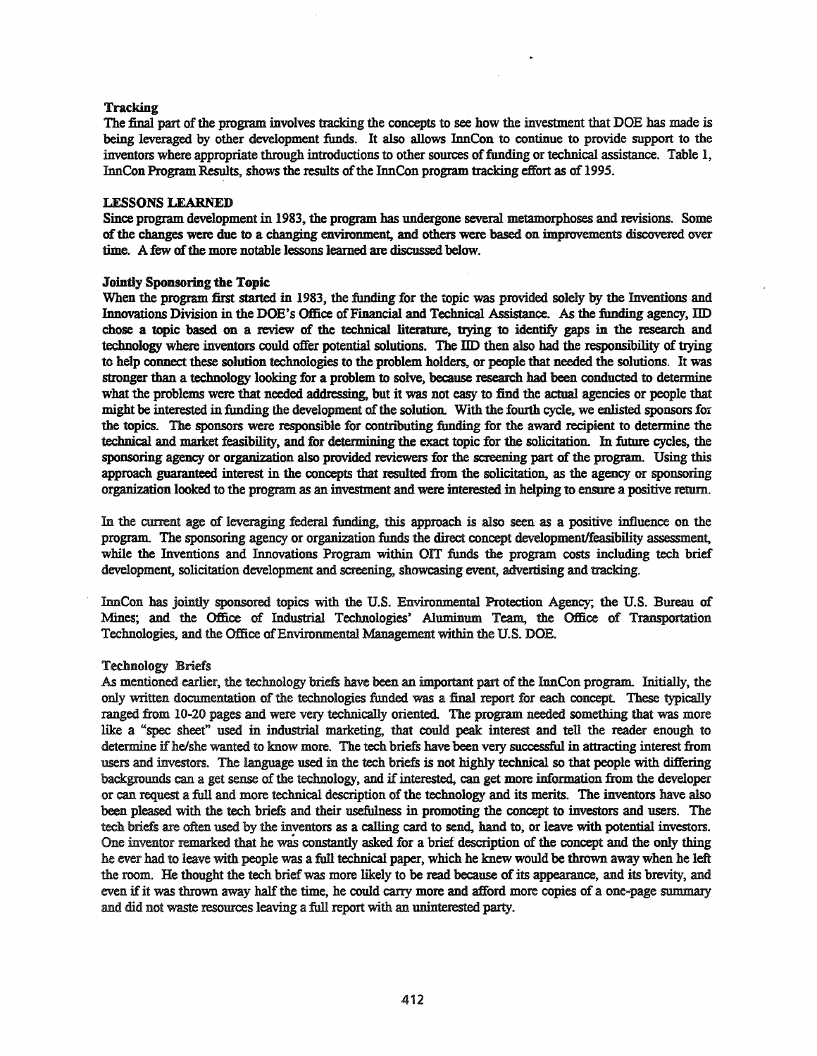**Tracking**

The final part of the program involves tracking the concepts to see how the investment that DOE has made is being leveraged by other development funds. It also allows InnCon to continue to provide support to the inventors where appropriate through introductions to other sources of funding or technical assistance. Table 1, InnCon Program Results, shows the results of the InnCon program tracking effort as of 1995.

## LESSONS LEARNED

Since program development in 1983, the program has undergone several metamorphoses and revisions. Some of the changes were due to a changing environment, and others were based on improvements discovered over time. A few of the more notable lessons learned are discussed below.

**Jointly Sponsoring the Topic**

When the program first started in 1983, the funding for the topic was provided solely by the Inventions and Innovations Division in the DOE's Office of Financial and Technical Assistance. As the funding agency, IID chose a topic based on a review of the technical literature, trying to identify gaps in the research and technology where inventors could offer potential solutions. The IID then also had the responsibility of trying to help connect these solution technologies to the problem holders, or people that needed the solutions. It was stronger than a technology looking for a problem to solve, because research had been conducted to determine what the problems were that needed addressing, but it was not easy to find the actual agencies or people that might be interested in funding the development of the solution. With the fourth cycle, we enlisted sponsors for the topics. The sponsors were responsible for contributing funding for the award recipient to determine the technical and market feasibility, and for determining the exact topic for the solicitation. In future cycles, the sponsoring agency or organization also provided reviewers for the screening part of the program. Using this approach guaranteed interest in the concepts that resulted from the solicitation, as the agency or sponsoring organization looked to the program as an investment and were interested in helping to ensure a positive return.

In the current age of leveraging federal funding, this approach is also seen as a positive influence on the program. The sponsoring agency or organization funds the direct concept development/feasibility assessment, while the Inventions and Innovations Program within OIT funds the program costs including tech brief development, solicitation development and screening, showcasing event, advertising and tracking.

InnCon has jointly sponsored topics with the U.S. Environmental Protection Agency; the U.S. Bureau of Mines; and the Office of Industrial Technologies' Aluminum Team, the Office of Transportation Technologies, and the Office of Environmental Management within the U.S. DOE.

**Technology Briefs**

As mentioned earlier, the technology briefs have been an important part of the InnCon program. Initially, the only written documentation of the technologies funded was a final report for each concept. These typically ranged from 10-20 pages and were very technically oriented. The program needed something that was more like a "spec sheet" used in industrial marketing, that could peak interest and tell the reader enough to determine if he/she wanted to know more. The tech briefs have been very successful in attracting interest from users and investors. The language used in the tech briefs is not highly technical so that people with differing backgrounds can a get sense of the technology, and if interested, can get more information from the developer or can request a full and more technical description of the technology and its merits. The inventors have also been pleased with the tech briefs and their usefulness in promoting the concept to investors and users. The tech briefs are often used by the inventors as a calling card to send, hand to, or leave with potential investors. One inventor remarked that he was constantly asked for a brief description of the concept and the only thing he ever had to leave with people was a full technical paper, which he knew would be thrown away when he left the room. He thought the tech brief was more likely to be read because of its appearance, and its brevity, and even if it was thrown away half the time, he could carry more and afford more copies of a one-page summary and did not waste resources leaving a full report with an uninterested party.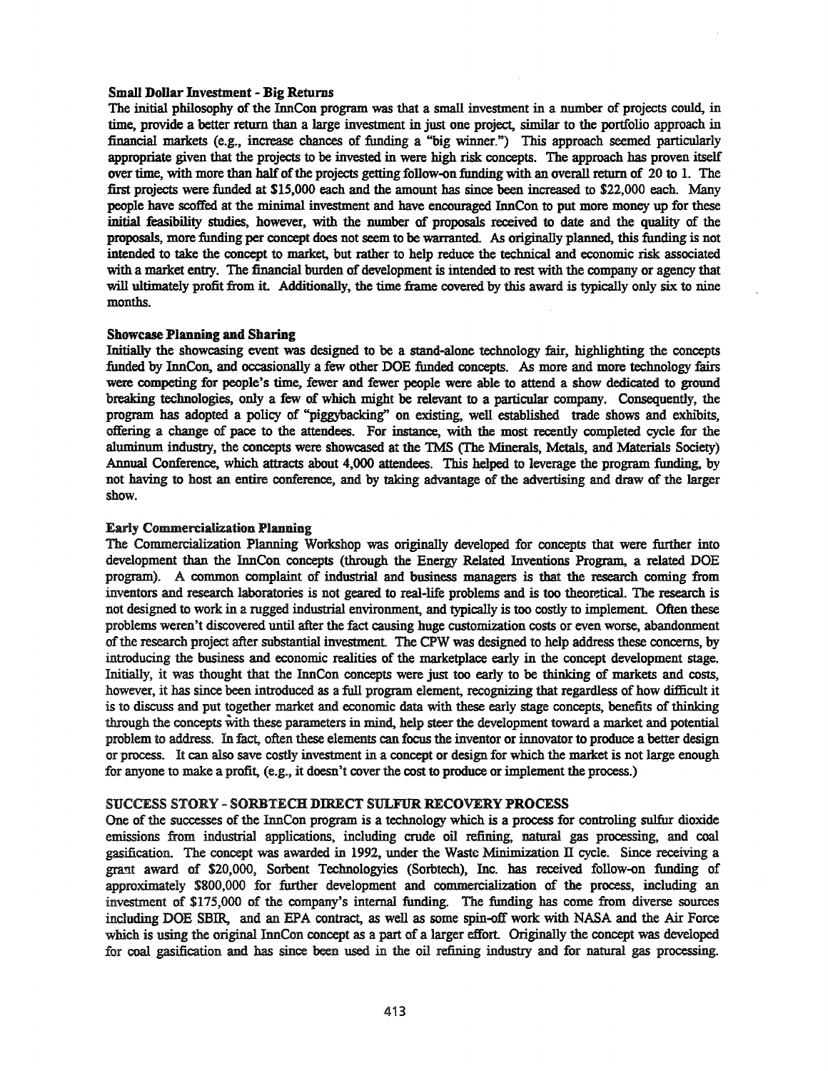### Small Dollar Investment - Big Returns

The initial philosophy of the InnCon program was that a small investment in a number of projects could, in time, provide a better return than a large investment in just one project, similar to the portfolio approach in financial markets (e.g., increase chances of funding a "big winner.") This approach seemed particularly appropriate given that the projects to be invested in were high risk concepts. The approach has proven itself over time, with more than half of the projects getting follow-on funding with an overall return of 20 to 1. The first projects were funded at $15,000 each and the amount has since been increased to $22,000 each. Many people have scoffed at the minimal investment and have encouraged InnCon to put more money up for these initial feasibility studies, however, with the number of proposals received to date and the quality of the proposals, more funding per concept does not seem to be warranted. As originally planned, this funding is not intended to take the concept to market, but rather to help reduce the technical and economic risk associated with a market entry. The financial burden of development is intended to rest with the company or agency that will ultimately profit from it. Additionally, the time frame covered by this award is typically only six to nine months.

### Showcase Planning and Sharing

Initially the showcasing event was designed to be a stand-alone technology fair, highlighting the concepts funded by InnCon, and occasionally a few other DOE funded concepts. As more and more technology fairs were competing for people's time, fewer and fewer people were able to attend a show dedicated to ground breaking technologies, only a few of which might be relevant to a particular company. Consequently, the program has adopted a policy of "piggybacking" on existing, well established trade shows and exhibits, offering a change of pace to the attendees. For instance, with the most recently completed cycle for the aluminum industry, the concepts were showcased at the TMS (The Minerals, Metals, and Materials Society) Annual Conference, which attracts about 4,000 attendees. This helped to leverage the program funding, by not having to host an entire conference, and by taking advantage of the advertising and draw of the larger show.

### Early Commercialization Planning

The Commercialization Planning Workshop was originally developed for concepts that were further into development than the InnCon concepts (through the Energy Related Inventions Program, a related DOE program). A common complaint of industrial and business managers is that the research coming from inventors and research laboratories is not geared to real-life problems and is too theoretical. The research is not designed to work in a rugged industrial environment, and typically is too costly to implement. Often these problems weren't discovered until after the fact causing huge customization costs or even worse, abandonment of the research project after substantial investment. The CPW was designed to help address these concerns, by introducing the business and economic realities of the marketplace early in the concept development stage. Initially, it was thought that the InnCon concepts were just too early to be thinking of markets and costs, however, it has since been introduced as a full program element, recognizing that regardless of how difficult it is to discuss and put together market and economic data with these early stage concepts, benefits of thinking through the concepts with these parameters in mind, help steer the development toward a market and potential problem to address. In fact, often these elements can focus the inventor or innovator to produce a better design or process. It can also save costly investment in a concept or design for which the market is not large enough for anyone to make a profit, (e.g., it doesn't cover the cost to produce or implement the process.)

## SUCCESS STORY - SORBTECH DIRECT SULFUR RECOVERY PROCESS

One of the successes of the InnCon program is a technology which is a process for controling sulfur dioxide emissions from industrial applications, including crude oil refining, natural gas processing, and coal gasification. The concept was awarded in 1992, under the Waste Minimization II cycle. Since receiving a grant award of $20,000, Sorbent Technologyies (Sorbtech), Inc. has received follow-on funding of approximately $800,000 for further development and commercialization of the process, including an investment of $175,000 of the company's internal funding. The funding has come from diverse sources including DOE SBIR, and an EPA contract, as well as some spin-off work with NASA and the Air Force which is using the original InnCon concept as a part of a larger effort. Originally the concept was developed for coal gasification and has since been used in the oil refining industry and for natural gas processing.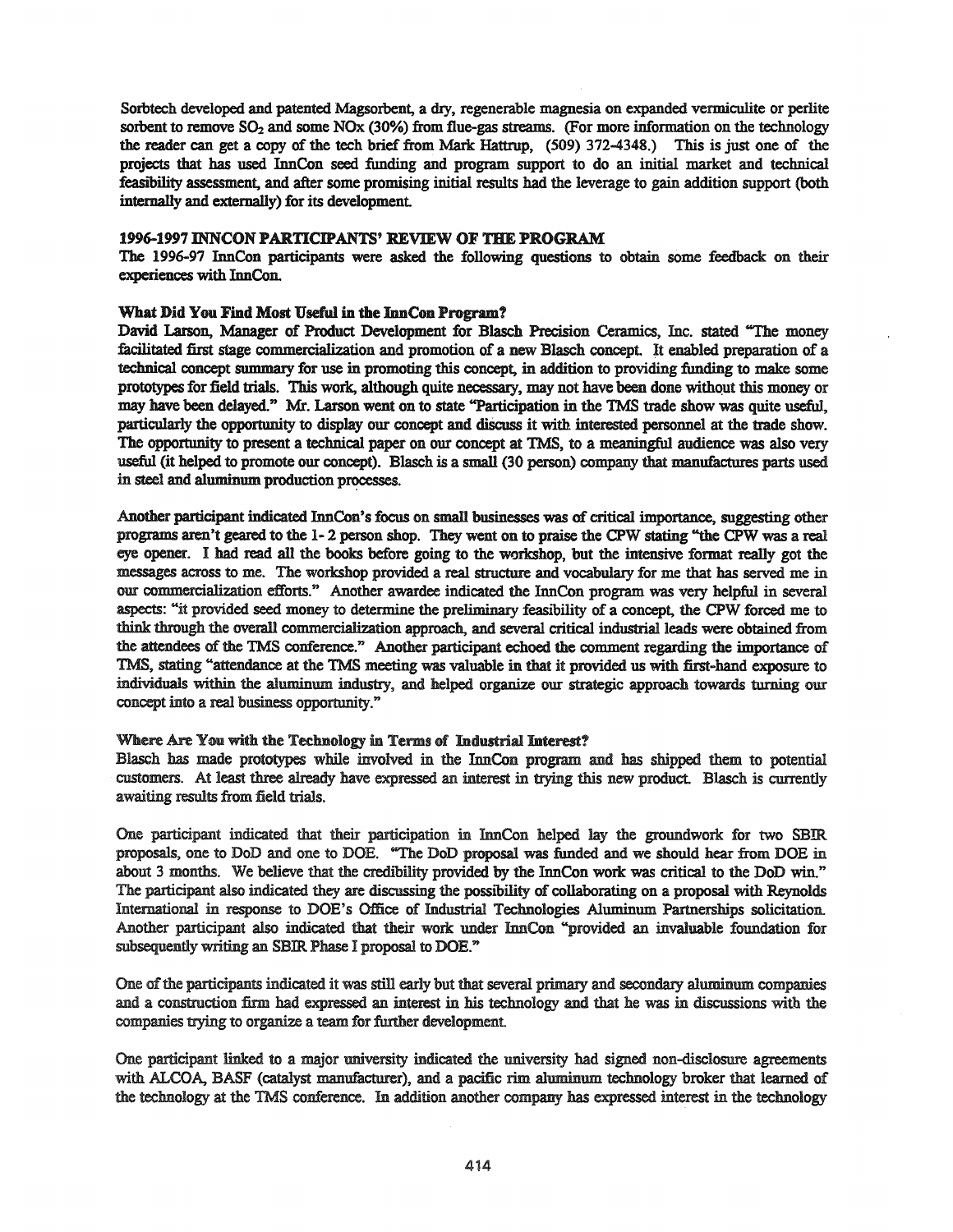Sorbtech developed and patented Magsorbent, a dry, regenerable magnesia on expanded vermiculite or perlite sorbent to remove $SO_2$ and some NOx (30%) from flue-gas streams. (For more information on the technology the reader can get a copy of the tech brief from Mark Hattrup, (509) 372-4348.) This is just one of the projects that has used InnCon seed funding and program support to do an initial market and technical feasibility assessment, and after some promising initial results had the leverage to gain addition support (both internally and externally) for its development.

## 1996-1997 INNCON PARTICIPANTS' REVIEW OF THE PROGRAM

The 1996-97 InnCon participants were asked the following questions to obtain some feedback on their experiences with InnCon.

### What Did You Find Most Useful in the InnCon Program?

David Larson, Manager of Product Development for Blasch Precision Ceramics, Inc. stated "The money facilitated first stage commercialization and promotion of a new Blasch concept. It enabled preparation of a technical concept summary for use in promoting this concept, in addition to providing funding to make some prototypes for field trials. This work, although quite necessary, may not have been done without this money or may have been delayed." Mr. Larson went on to state "Participation in the TMS trade show was quite useful, particularly the opportunity to display our concept and discuss it with interested personnel at the trade show. The opportunity to present a technical paper on our concept at TMS, to a meaningful audience was also very useful (it helped to promote our concept). Blasch is a small (30 person) company that manufactures parts used in steel and aluminum production processes.

Another participant indicated InnCon's focus on small businesses was of critical importance, suggesting other programs aren't geared to the 1- 2 person shop. They went on to praise the CPW stating "the CPW was a real eye opener. I had read all the books before going to the workshop, but the intensive format really got the messages across to me. The workshop provided a real structure and vocabulary for me that has served me in our commercialization efforts." Another awardee indicated the InnCon program was very helpful in several aspects: "it provided seed money to determine the preliminary feasibility of a concept, the CPW forced me to think through the overall commercialization approach, and several critical industrial leads were obtained from the attendees of the TMS conference." Another participant echoed the comment regarding the importance of TMS, stating "attendance at the TMS meeting was valuable in that it provided us with first-hand exposure to individuals within the aluminum industry, and helped organize our strategic approach towards turning our concept into a real business opportunity."

### Where Are You with the Technology in Terms of Industrial Interest?

Blasch has made prototypes while involved in the InnCon program and has shipped them to potential customers. At least three already have expressed an interest in trying this new product. Blasch is currently awaiting results from field trials.

One participant indicated that their participation in InnCon helped lay the groundwork for two SBIR proposals, one to DoD and one to DOE. "The DoD proposal was funded and we should hear from DOE in about 3 months. We believe that the credibility provided by the InnCon work was critical to the DoD win." The participant also indicated they are discussing the possibility of collaborating on a proposal with Reynolds International in response to DOE's Office of Industrial Technologies Aluminum Partnerships solicitation. Another participant also indicated that their work under InnCon "provided an invaluable foundation for subsequently writing an SBIR Phase I proposal to DOE."

One of the participants indicated it was still early but that several primary and secondary aluminum companies and a construction firm had expressed an interest in his technology and that he was in discussions with the companies trying to organize a team for further development.

One participant linked to a major university indicated the university had signed non-disclosure agreements with ALCOA, BASF (catalyst manufacturer), and a pacific rim aluminum technology broker that learned of the technology at the TMS conference. In addition another company has expressed interest in the technology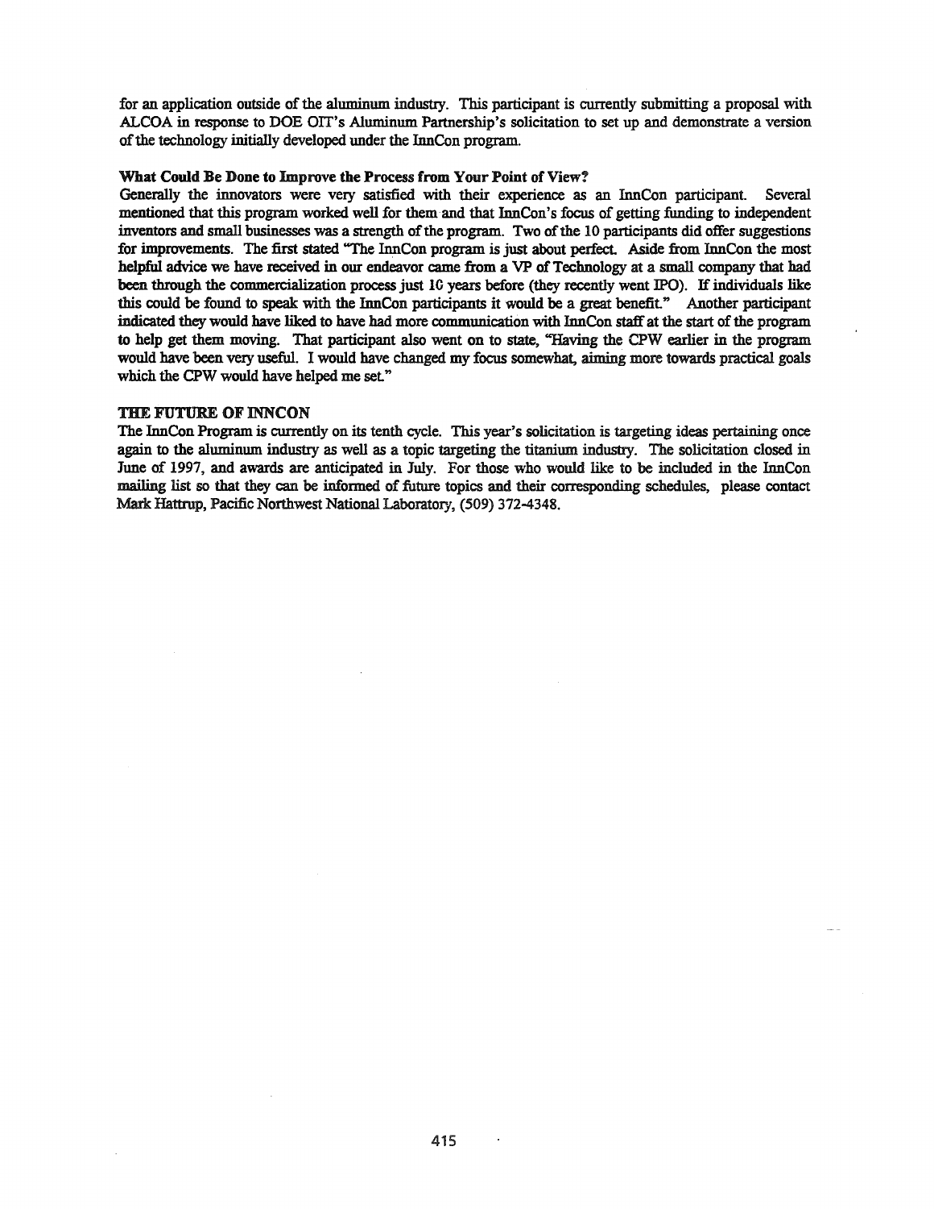for an application outside of the aluminum industry. This participant is currently submitting a proposal with ALCOA in response to DOE OIT's Aluminum Partnership's solicitation to set up and demonstrate a version of the technology initially developed under the InnCon program.

**What Could Be Done to Improve the Process from Your Point of View?**

Generally the innovators were very satisfied with their experience as an InnCon participant. Several mentioned that this program worked well for them and that InnCon's focus of getting funding to independent inventors and small businesses was a strength of the program. Two of the 10 participants did offer suggestions for improvements. The first stated "The InnCon program is just about perfect. Aside from InnCon the most helpful advice we have received in our endeavor came from a VP of Technology at a small company that had been through the commercialization process just 10 years before (they recently went IPO). If individuals like this could be found to speak with the InnCon participants it would be a great benefit." Another participant indicated they would have liked to have had more communication with InnCon staff at the start of the program to help get them moving. That participant also went on to state, "Having the CPW earlier in the program would have been very useful. I would have changed my focus somewhat, aiming more towards practical goals which the CPW would have helped me set."

## THE FUTURE OF INNCON

The InnCon Program is currently on its tenth cycle. This year's solicitation is targeting ideas pertaining once again to the aluminum industry as well as a topic targeting the titanium industry. The solicitation closed in June of 1997, and awards are anticipated in July. For those who would like to be included in the InnCon mailing list so that they can be informed of future topics and their corresponding schedules, please contact Mark Hattrup, Pacific Northwest National Laboratory, (509) 372-4348.